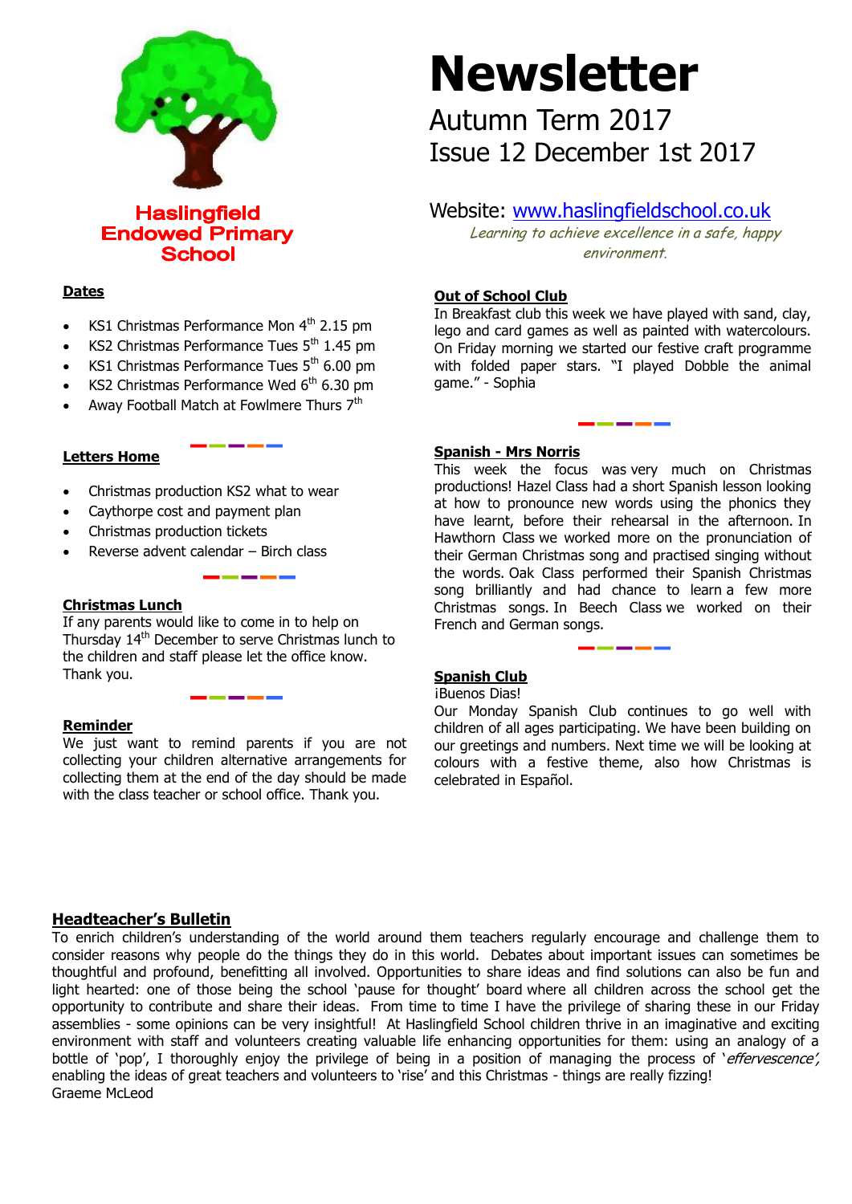# Newsletter

## Autumn Term 2017
## Issue 12 December 1st 2017

**Haslingfield Endowed Primary School**

Website: www.haslingfieldschool.co.uk

*Learning to achieve excellence in a safe, happy environment.*

### Dates

- KS1 Christmas Performance Mon 4th 2.15 pm
- KS2 Christmas Performance Tues 5th 1.45 pm
- KS1 Christmas Performance Tues 5th 6.00 pm
- KS2 Christmas Performance Wed 6th 6.30 pm
- Away Football Match at Fowlmere Thurs 7th

### Letters Home

- Christmas production KS2 what to wear
- Caythorpe cost and payment plan
- Christmas production tickets
- Reverse advent calendar – Birch class

### Christmas Lunch

If any parents would like to come in to help on Thursday 14th December to serve Christmas lunch to the children and staff please let the office know. Thank you.

### Reminder

We just want to remind parents if you are not collecting your children alternative arrangements for collecting them at the end of the day should be made with the class teacher or school office. Thank you.

### Out of School Club

In Breakfast club this week we have played with sand, clay, lego and card games as well as painted with watercolours. On Friday morning we started our festive craft programme with folded paper stars. "I played Dobble the animal game." - Sophia

### Spanish - Mrs Norris

This week the focus was very much on Christmas productions! Hazel Class had a short Spanish lesson looking at how to pronounce new words using the phonics they have learnt, before their rehearsal in the afternoon. In Hawthorn Class we worked more on the pronunciation of their German Christmas song and practised singing without the words. Oak Class performed their Spanish Christmas song brilliantly and had chance to learn a few more Christmas songs. In Beech Class we worked on their French and German songs.

### Spanish Club

¡Buenos Dias!

Our Monday Spanish Club continues to go well with children of all ages participating. We have been building on our greetings and numbers. Next time we will be looking at colours with a festive theme, also how Christmas is celebrated in Español.

### Headteacher's Bulletin

To enrich children's understanding of the world around them teachers regularly encourage and challenge them to consider reasons why people do the things they do in this world. Debates about important issues can sometimes be thoughtful and profound, benefitting all involved. Opportunities to share ideas and find solutions can also be fun and light hearted: one of those being the school 'pause for thought' board where all children across the school get the opportunity to contribute and share their ideas. From time to time I have the privilege of sharing these in our Friday assemblies - some opinions can be very insightful! At Haslingfield School children thrive in an imaginative and exciting environment with staff and volunteers creating valuable life enhancing opportunities for them: using an analogy of a bottle of 'pop', I thoroughly enjoy the privilege of being in a position of managing the process of '*effervescence'*, enabling the ideas of great teachers and volunteers to 'rise' and this Christmas - things are really fizzing!

Graeme McLeod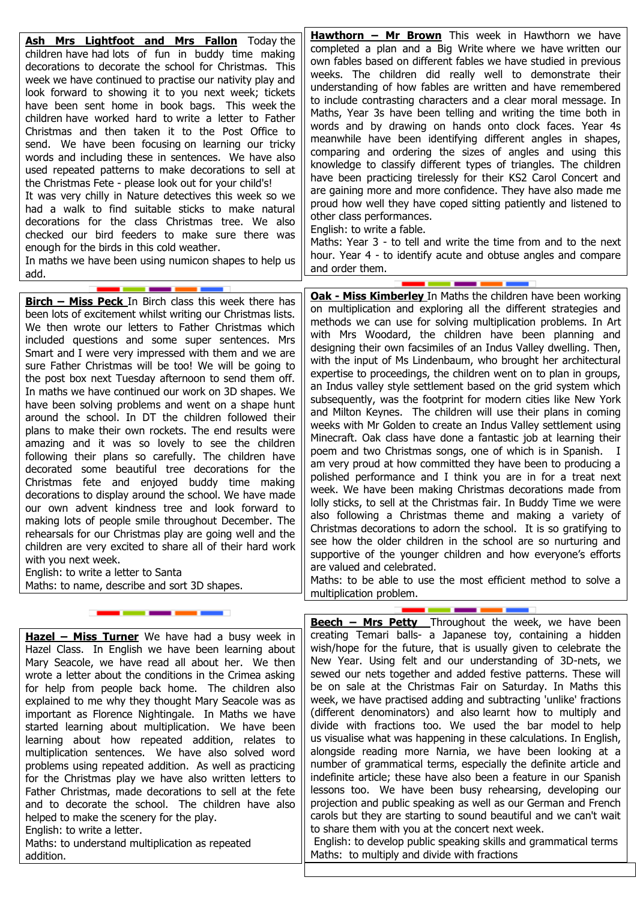**Ash Mrs Lightfoot and Mrs Fallon** Today the children have had lots of fun in buddy time making decorations to decorate the school for Christmas. This week we have continued to practise our nativity play and look forward to showing it to you next week; tickets have been sent home in book bags. This week the children have worked hard to write a letter to Father Christmas and then taken it to the Post Office to send. We have been focusing on learning our tricky words and including these in sentences. We have also used repeated patterns to make decorations to sell at the Christmas Fete - please look out for your child's!

It was very chilly in Nature detectives this week so we had a walk to find suitable sticks to make natural decorations for the class Christmas tree. We also checked our bird feeders to make sure there was enough for the birds in this cold weather.

In maths we have been using numicon shapes to help us add.

**Birch – Miss Peck** In Birch class this week there has been lots of excitement whilst writing our Christmas lists. We then wrote our letters to Father Christmas which included questions and some super sentences. Mrs Smart and I were very impressed with them and we are sure Father Christmas will be too! We will be going to the post box next Tuesday afternoon to send them off. In maths we have continued our work on 3D shapes. We have been solving problems and went on a shape hunt around the school. In DT the children followed their plans to make their own rockets. The end results were amazing and it was so lovely to see the children following their plans so carefully. The children have decorated some beautiful tree decorations for the Christmas fete and enjoyed buddy time making decorations to display around the school. We have made our own advent kindness tree and look forward to making lots of people smile throughout December. The rehearsals for our Christmas play are going well and the children are very excited to share all of their hard work with you next week.

English: to write a letter to Santa

Maths: to name, describe and sort 3D shapes.

**Hazel – Miss Turner** We have had a busy week in Hazel Class. In English we have been learning about Mary Seacole, we have read all about her. We then wrote a letter about the conditions in the Crimea asking for help from people back home. The children also explained to me why they thought Mary Seacole was as important as Florence Nightingale. In Maths we have started learning about multiplication. We have been learning about how repeated addition, relates to multiplication sentences. We have also solved word problems using repeated addition. As well as practicing for the Christmas play we have also written letters to Father Christmas, made decorations to sell at the fete and to decorate the school. The children have also helped to make the scenery for the play.

English: to write a letter.

Maths: to understand multiplication as repeated addition.

**Hawthorn – Mr Brown** This week in Hawthorn we have completed a plan and a Big Write where we have written our own fables based on different fables we have studied in previous weeks. The children did really well to demonstrate their understanding of how fables are written and have remembered to include contrasting characters and a clear moral message. In Maths, Year 3s have been telling and writing the time both in words and by drawing on hands onto clock faces. Year 4s meanwhile have been identifying different angles in shapes, comparing and ordering the sizes of angles and using this knowledge to classify different types of triangles. The children have been practicing tirelessly for their KS2 Carol Concert and are gaining more and more confidence. They have also made me proud how well they have coped sitting patiently and listened to other class performances.

English: to write a fable.

Maths: Year 3 - to tell and write the time from and to the next hour. Year 4 - to identify acute and obtuse angles and compare and order them.

**Oak - Miss Kimberley** In Maths the children have been working on multiplication and exploring all the different strategies and methods we can use for solving multiplication problems. In Art with Mrs Woodard, the children have been planning and designing their own facsimiles of an Indus Valley dwelling. Then, with the input of Ms Lindenbaum, who brought her architectural expertise to proceedings, the children went on to plan in groups, an Indus valley style settlement based on the grid system which subsequently, was the footprint for modern cities like New York and Milton Keynes. The children will use their plans in coming weeks with Mr Golden to create an Indus Valley settlement using Minecraft. Oak class have done a fantastic job at learning their poem and two Christmas songs, one of which is in Spanish. I am very proud at how committed they have been to producing a polished performance and I think you are in for a treat next week. We have been making Christmas decorations made from lolly sticks, to sell at the Christmas fair. In Buddy Time we were also following a Christmas theme and making a variety of Christmas decorations to adorn the school. It is so gratifying to see how the older children in the school are so nurturing and supportive of the younger children and how everyone's efforts are valued and celebrated.

Maths: to be able to use the most efficient method to solve a multiplication problem.

**Beech – Mrs Petty** Throughout the week, we have been creating Temari balls- a Japanese toy, containing a hidden wish/hope for the future, that is usually given to celebrate the New Year. Using felt and our understanding of 3D-nets, we sewed our nets together and added festive patterns. These will be on sale at the Christmas Fair on Saturday. In Maths this week, we have practised adding and subtracting 'unlike' fractions (different denominators) and also learnt how to multiply and divide with fractions too. We used the bar model to help us visualise what was happening in these calculations. In English, alongside reading more Narnia, we have been looking at a number of grammatical terms, especially the definite article and indefinite article; these have also been a feature in our Spanish lessons too. We have been busy rehearsing, developing our projection and public speaking as well as our German and French carols but they are starting to sound beautiful and we can't wait to share them with you at the concert next week.

English: to develop public speaking skills and grammatical terms

Maths: to multiply and divide with fractions